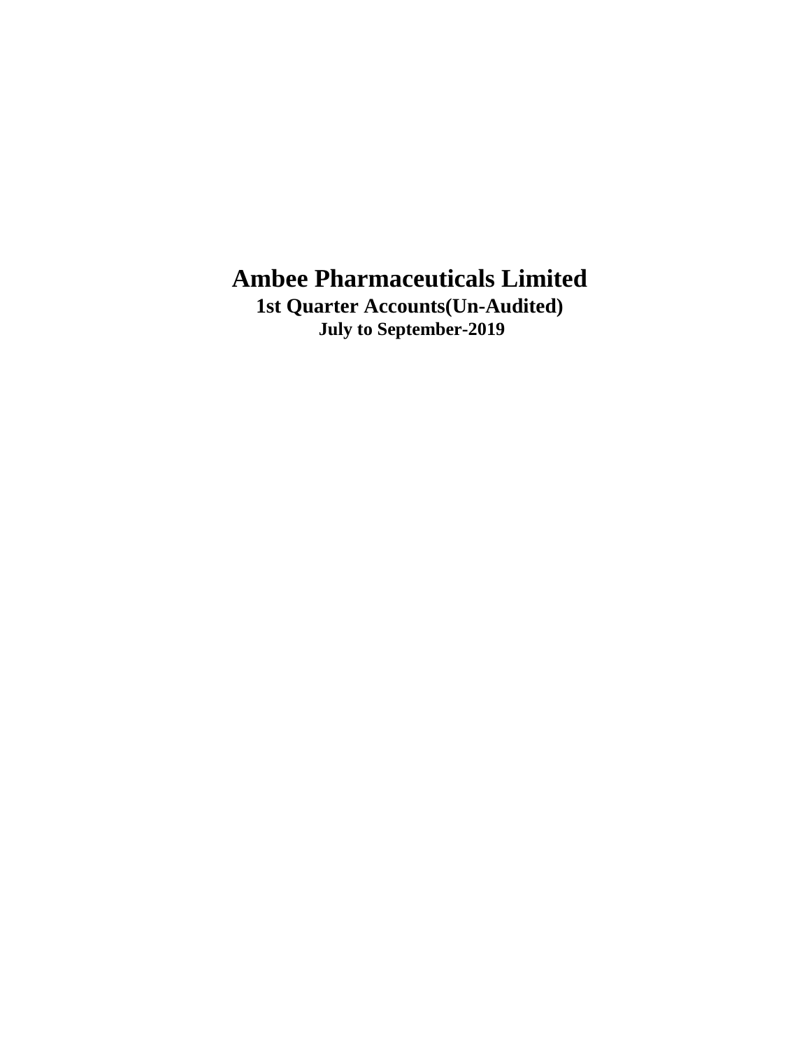# Ambee Pharmaceuticals Limited

## 1st Quarter Accounts(Un-Audited)

### July to September-2019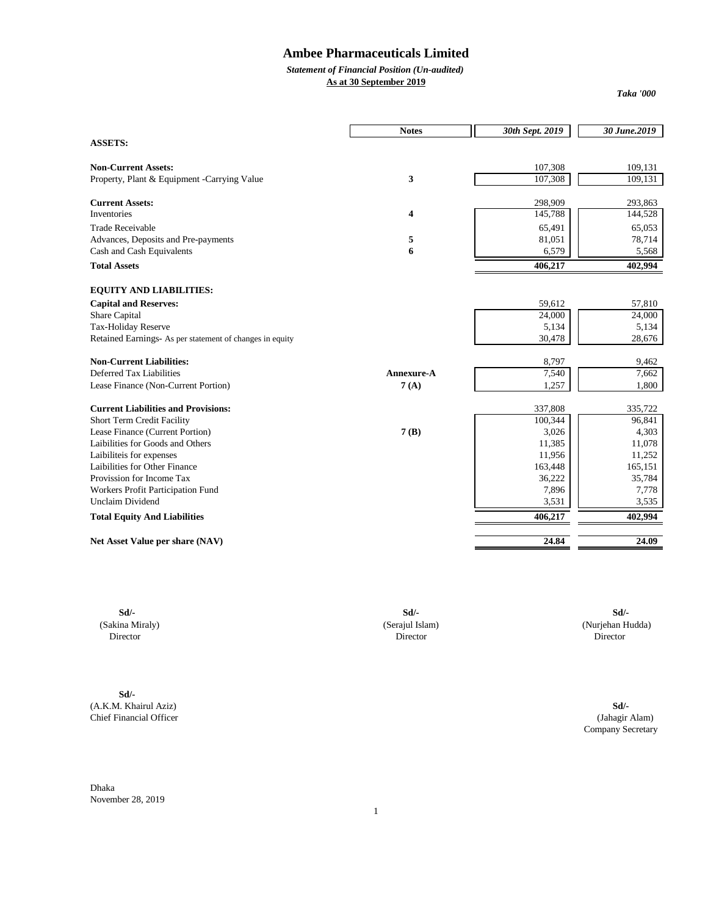# Ambee Pharmaceuticals Limited

***Statement of Financial Position (Un-audited)***

**As at 30 September 2019**

*Taka '000*

| | Notes | 30th Sept. 2019 | 30 June.2019 |
|---|---|---|---|
| **ASSETS:** | | | |
| **Non-Current Assets:** | | 107,308 | 109,131 |
| Property, Plant & Equipment -Carrying Value | 3 | 107,308 | 109,131 |
| **Current Assets:** | | 298,909 | 293,863 |
| Inventories | 4 | 145,788 | 144,528 |
| Trade Receivable | | 65,491 | 65,053 |
| Advances, Deposits and Pre-payments | 5 | 81,051 | 78,714 |
| Cash and Cash Equivalents | 6 | 6,579 | 5,568 |
| **Total Assets** | | **406,217** | **402,994** |
| **EQUITY AND LIABILITIES:** | | | |
| **Capital and Reserves:** | | 59,612 | 57,810 |
| Share Capital | | 24,000 | 24,000 |
| Tax-Holiday Reserve | | 5,134 | 5,134 |
| Retained Earnings- As per statement of changes in equity | | 30,478 | 28,676 |
| **Non-Current Liabilities:** | | 8,797 | 9,462 |
| Deferred Tax Liabilities | Annexure-A | 7,540 | 7,662 |
| Lease Finance (Non-Current Portion) | 7 (A) | 1,257 | 1,800 |
| **Current Liabilities and Provisions:** | | 337,808 | 335,722 |
| Short Term Credit Facility | | 100,344 | 96,841 |
| Lease Finance (Current Portion) | 7 (B) | 3,026 | 4,303 |
| Laibilities for Goods and Others | | 11,385 | 11,078 |
| Laibiliteis for expenses | | 11,956 | 11,252 |
| Laibilities for Other Finance | | 163,448 | 165,151 |
| Provission for Income Tax | | 36,222 | 35,784 |
| Workers Profit Participation Fund | | 7,896 | 7,778 |
| Unclaim Dividend | | 3,531 | 3,535 |
| **Total Equity And Liabilities** | | **406,217** | **402,994** |
| **Net Asset Value per share (NAV)** | | **24.84** | **24.09** |

**Sd/-**
(Sakina Miraly)
Director

**Sd/-**
(Serajul Islam)
Director

**Sd/-**
(Nurjehan Hudda)
Director

**Sd/-**
(A.K.M. Khairul Aziz)
Chief Financial Officer

**Sd/-**
(Jahagir Alam)
Company Secretary

Dhaka
November 28, 2019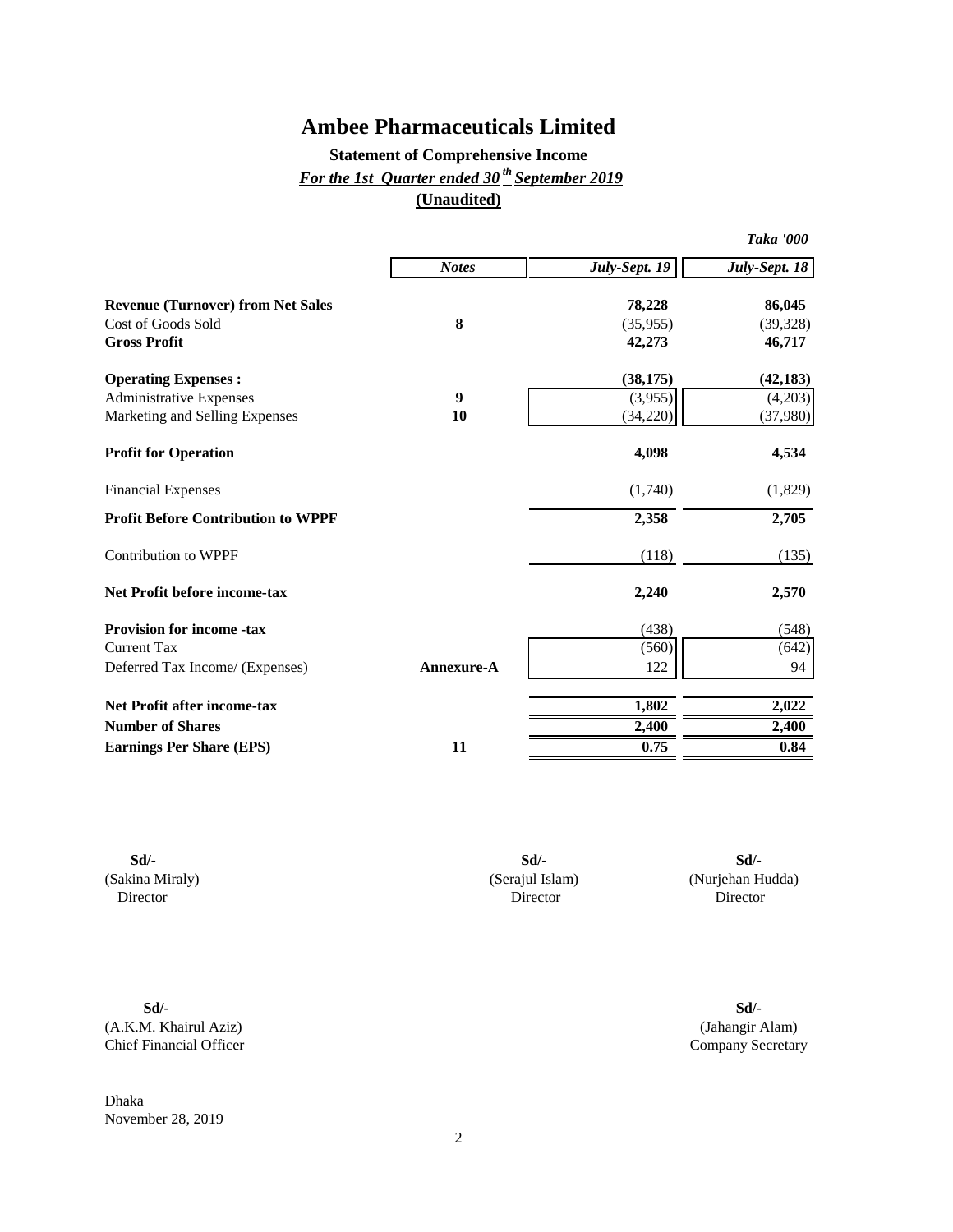# Ambee Pharmaceuticals Limited

## Statement of Comprehensive Income

***For the 1st Quarter ended 30th September 2019***

**(Unaudited)**

*Taka '000*

| | *Notes* | *July-Sept. 19* | *July-Sept. 18* |
|---|---|---|---|
| **Revenue (Turnover) from Net Sales** | | **78,228** | **86,045** |
| Cost of Goods Sold | **8** | (35,955) | (39,328) |
| **Gross Profit** | | **42,273** | **46,717** |
| **Operating Expenses :** | | **(38,175)** | **(42,183)** |
| Administrative Expenses | **9** | (3,955) | (4,203) |
| Marketing and Selling Expenses | **10** | (34,220) | (37,980) |
| **Profit for Operation** | | **4,098** | **4,534** |
| Financial Expenses | | (1,740) | (1,829) |
| **Profit Before Contribution to WPPF** | | **2,358** | **2,705** |
| Contribution to WPPF | | (118) | (135) |
| **Net Profit before income-tax** | | **2,240** | **2,570** |
| **Provision for income -tax** | | (438) | (548) |
| Current Tax | | (560) | (642) |
| Deferred Tax Income/ (Expenses) | **Annexure-A** | 122 | 94 |
| **Net Profit after income-tax** | | **1,802** | **2,022** |
| **Number of Shares** | | **2,400** | **2,400** |
| **Earnings Per Share (EPS)** | **11** | **0.75** | **0.84** |

**Sd/-**
(Sakina Miraly)
Director

**Sd/-**
(Serajul Islam)
Director

**Sd/-**
(Nurjehan Hudda)
Director

**Sd/-**
(A.K.M. Khairul Aziz)
Chief Financial Officer

**Sd/-**
(Jahangir Alam)
Company Secretary

Dhaka
November 28, 2019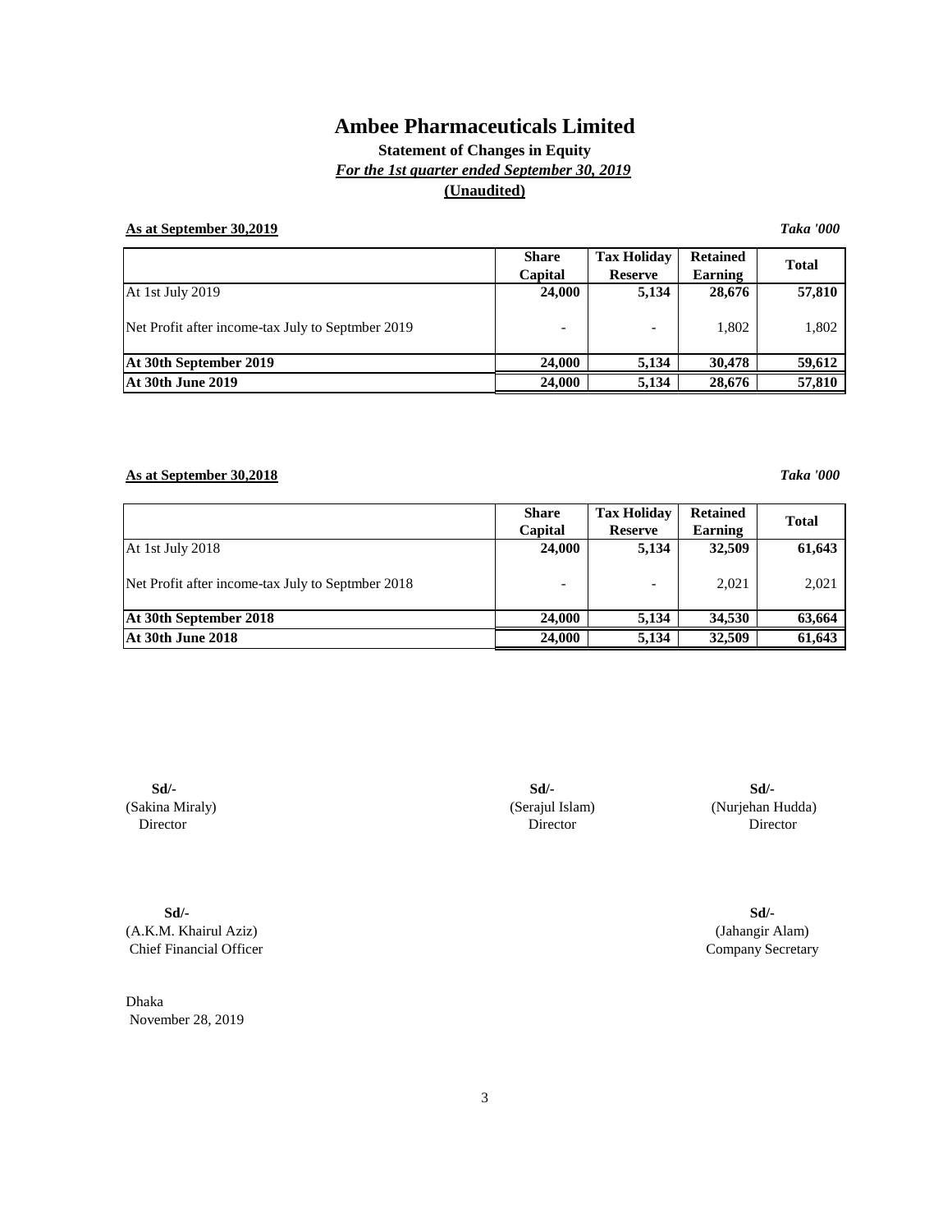# Ambee Pharmaceuticals Limited

**Statement of Changes in Equity**

***For the 1st quarter ended September 30, 2019***

**(Unaudited)**

**As at September 30,2019** *Taka '000*

| | Share Capital | Tax Holiday Reserve | Retained Earning | Total |
|---|---|---|---|---|
| At 1st July 2019 | **24,000** | **5,134** | **28,676** | **57,810** |
| Net Profit after income-tax July to Septmber 2019 | - | - | 1,802 | 1,802 |
| **At 30th September 2019** | **24,000** | **5,134** | **30,478** | **59,612** |
| **At 30th June 2019** | **24,000** | **5,134** | **28,676** | **57,810** |

**As at September 30,2018** *Taka '000*

| | Share Capital | Tax Holiday Reserve | Retained Earning | Total |
|---|---|---|---|---|
| At 1st July 2018 | **24,000** | **5,134** | **32,509** | **61,643** |
| Net Profit after income-tax July to Septmber 2018 | - | - | 2,021 | 2,021 |
| **At 30th September 2018** | **24,000** | **5,134** | **34,530** | **63,664** |
| **At 30th June 2018** | **24,000** | **5,134** | **32,509** | **61,643** |

**Sd/-**
(Sakina Miraly)
Director

**Sd/-**
(Serajul Islam)
Director

**Sd/-**
(Nurjehan Hudda)
Director

**Sd/-**
(A.K.M. Khairul Aziz)
Chief Financial Officer

**Sd/-**
(Jahangir Alam)
Company Secretary

Dhaka
November 28, 2019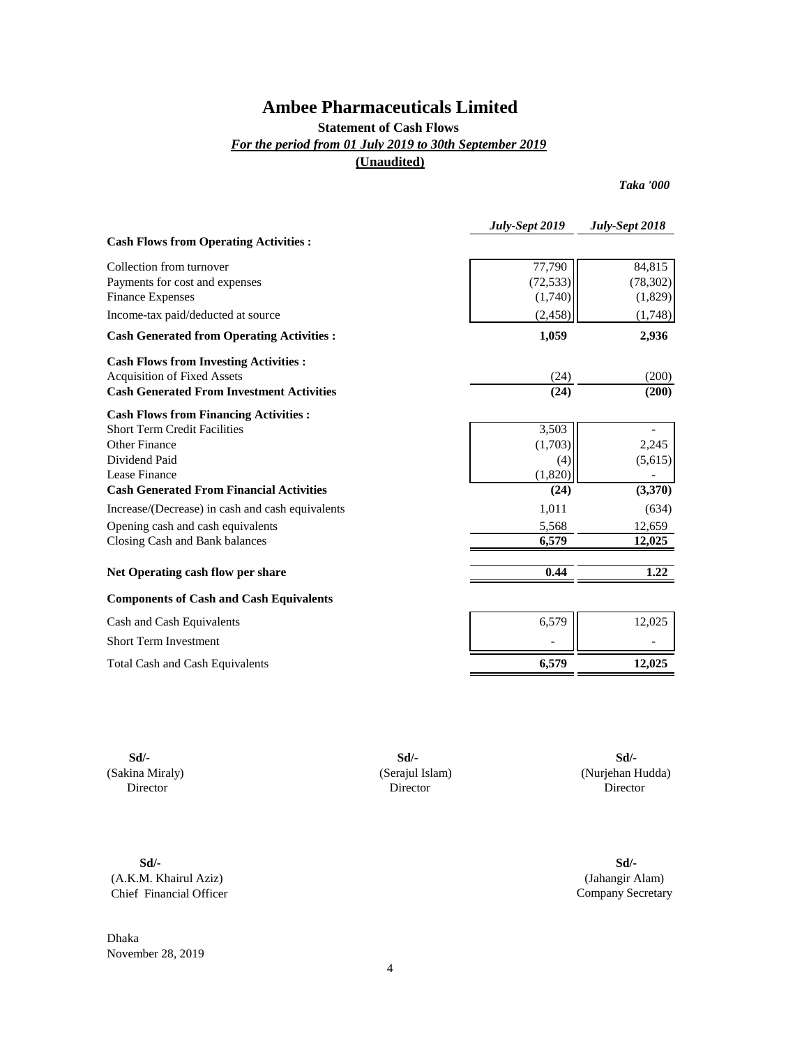# Ambee Pharmaceuticals Limited

**Statement of Cash Flows**

***For the period from 01 July 2019 to 30th September 2019***

**(Unaudited)**

*Taka '000*

| | *July-Sept 2019* | *July-Sept 2018* |
|---|---|---|
| **Cash Flows from Operating Activities :** | | |
| Collection from turnover | 77,790 | 84,815 |
| Payments for cost and expenses | (72,533) | (78,302) |
| Finance Expenses | (1,740) | (1,829) |
| Income-tax paid/deducted at source | (2,458) | (1,748) |
| **Cash Generated from Operating Activities :** | **1,059** | **2,936** |
| **Cash Flows from Investing Activities :** | | |
| Acquisition of Fixed Assets | (24) | (200) |
| **Cash Generated From Investment Activities** | **(24)** | **(200)** |
| **Cash Flows from Financing Activities :** | | |
| Short Term Credit Facilities | 3,503 | - |
| Other Finance | (1,703) | 2,245 |
| Dividend Paid | (4) | (5,615) |
| Lease Finance | (1,820) | - |
| **Cash Generated From Financial Activities** | **(24)** | **(3,370)** |
| Increase/(Decrease) in cash and cash equivalents | 1,011 | (634) |
| Opening cash and cash equivalents | 5,568 | 12,659 |
| Closing Cash and Bank balances | 6,579 | 12,025 |
| **Net Operating cash flow per share** | **0.44** | **1.22** |
| **Components of Cash and Cash Equivalents** | | |
| Cash and Cash Equivalents | 6,579 | 12,025 |
| Short Term Investment | - | - |
| Total Cash and Cash Equivalents | **6,579** | **12,025** |

**Sd/-**
(Sakina Miraly)
Director

**Sd/-**
(Serajul Islam)
Director

**Sd/-**
(Nurjehan Hudda)
Director

**Sd/-**
(A.K.M. Khairul Aziz)
Chief Financial Officer

**Sd/-**
(Jahangir Alam)
Company Secretary

Dhaka
November 28, 2019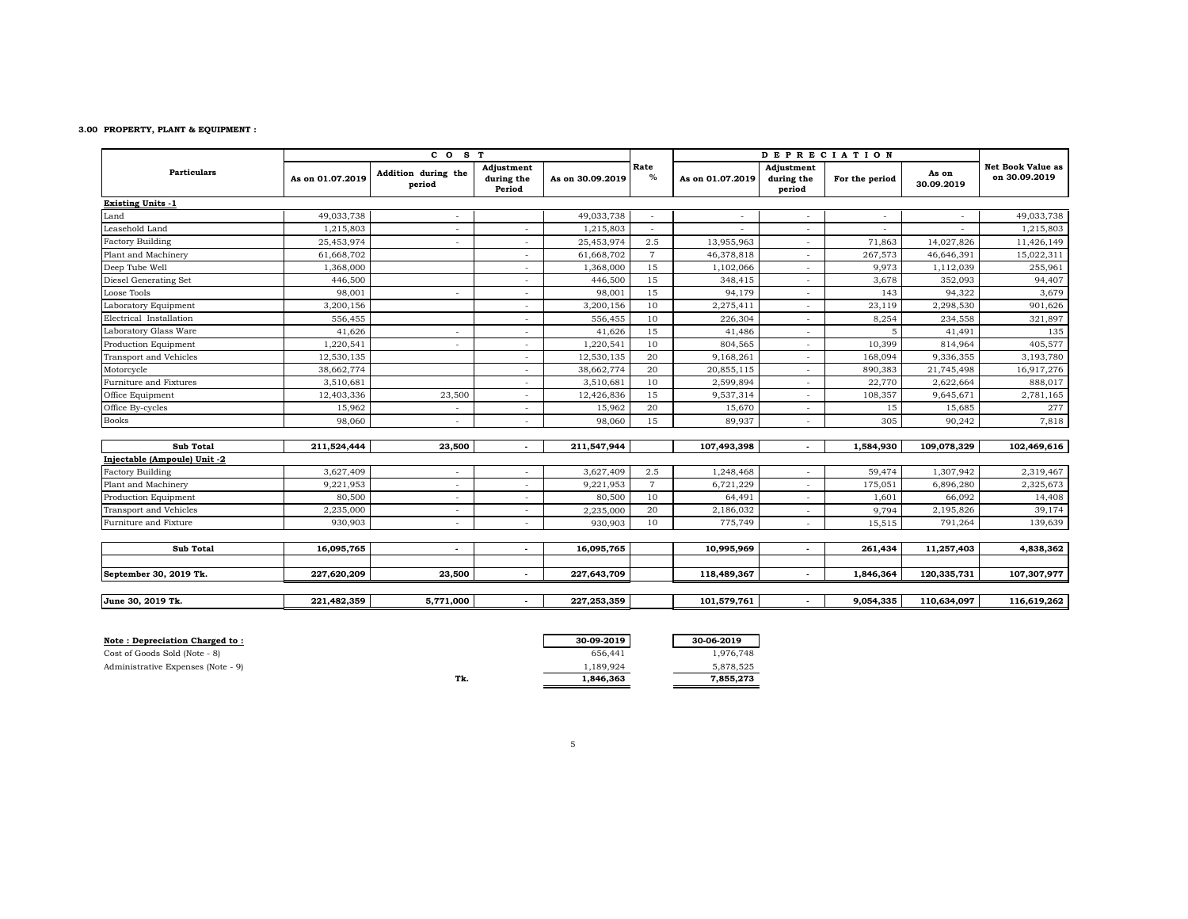### 3.00 PROPERTY, PLANT & EQUIPMENT :

| Particulars | COST | | | | Rate % | DEPRECIATION | | | | Net Book Value as on 30.09.2019 |
|---|---|---|---|---|---|---|---|---|---|---|
| | As on 01.07.2019 | Addition during the period | Adjustment during the Period | As on 30.09.2019 | | As on 01.07.2019 | Adjustment during the period | For the period | As on 30.09.2019 | |
| **Existing Units -1** | | | | | | | | | | |
| Land | 49,033,738 | - | | 49,033,738 | - | - | - | - | - | 49,033,738 |
| Leasehold Land | 1,215,803 | - | - | 1,215,803 | - | - | - | - | - | 1,215,803 |
| Factory Building | 25,453,974 | - | - | 25,453,974 | 2.5 | 13,955,963 | - | 71,863 | 14,027,826 | 11,426,149 |
| Plant and Machinery | 61,668,702 | | - | 61,668,702 | 7 | 46,378,818 | - | 267,573 | 46,646,391 | 15,022,311 |
| Deep Tube Well | 1,368,000 | | - | 1,368,000 | 15 | 1,102,066 | - | 9,973 | 1,112,039 | 255,961 |
| Diesel Generating Set | 446,500 | | - | 446,500 | 15 | 348,415 | - | 3,678 | 352,093 | 94,407 |
| Loose Tools | 98,001 | - | - | 98,001 | 15 | 94,179 | - | 143 | 94,322 | 3,679 |
| Laboratory Equipment | 3,200,156 | | - | 3,200,156 | 10 | 2,275,411 | - | 23,119 | 2,298,530 | 901,626 |
| Electrical Installation | 556,455 | | - | 556,455 | 10 | 226,304 | - | 8,254 | 234,558 | 321,897 |
| Laboratory Glass Ware | 41,626 | - | - | 41,626 | 15 | 41,486 | - | 5 | 41,491 | 135 |
| Production Equipment | 1,220,541 | - | - | 1,220,541 | 10 | 804,565 | - | 10,399 | 814,964 | 405,577 |
| Transport and Vehicles | 12,530,135 | | - | 12,530,135 | 20 | 9,168,261 | - | 168,094 | 9,336,355 | 3,193,780 |
| Motorcycle | 38,662,774 | | - | 38,662,774 | 20 | 20,855,115 | - | 890,383 | 21,745,498 | 16,917,276 |
| Furniture and Fixtures | 3,510,681 | | - | 3,510,681 | 10 | 2,599,894 | - | 22,770 | 2,622,664 | 888,017 |
| Office Equipment | 12,403,336 | 23,500 | - | 12,426,836 | 15 | 9,537,314 | - | 108,357 | 9,645,671 | 2,781,165 |
| Office By-cycles | 15,962 | - | - | 15,962 | 20 | 15,670 | - | 15 | 15,685 | 277 |
| Books | 98,060 | - | - | 98,060 | 15 | 89,937 | - | 305 | 90,242 | 7,818 |
| **Sub Total** | **211,524,444** | **23,500** | **-** | **211,547,944** | | **107,493,398** | **-** | **1,584,930** | **109,078,329** | **102,469,616** |
| **Injectable (Ampoule) Unit -2** | | | | | | | | | | |
| Factory Building | 3,627,409 | - | - | 3,627,409 | 2.5 | 1,248,468 | - | 59,474 | 1,307,942 | 2,319,467 |
| Plant and Machinery | 9,221,953 | - | - | 9,221,953 | 7 | 6,721,229 | - | 175,051 | 6,896,280 | 2,325,673 |
| Production Equipment | 80,500 | - | - | 80,500 | 10 | 64,491 | - | 1,601 | 66,092 | 14,408 |
| Transport and Vehicles | 2,235,000 | - | - | 2,235,000 | 20 | 2,186,032 | - | 9,794 | 2,195,826 | 39,174 |
| Furniture and Fixture | 930,903 | - | - | 930,903 | 10 | 775,749 | - | 15,515 | 791,264 | 139,639 |
| **Sub Total** | **16,095,765** | **-** | **-** | **16,095,765** | | **10,995,969** | **-** | **261,434** | **11,257,403** | **4,838,362** |
| **September 30, 2019 Tk.** | **227,620,209** | **23,500** | **-** | **227,643,709** | | **118,489,367** | **-** | **1,846,364** | **120,335,731** | **107,307,977** |
| **June 30, 2019 Tk.** | **221,482,359** | **5,771,000** | **-** | **227,253,359** | | **101,579,761** | **-** | **9,054,335** | **110,634,097** | **116,619,262** |

| Note : Depreciation Charged to : | 30-09-2019 | 30-06-2019 |
|---|---|---|
| Cost of Goods Sold (Note - 8) | 656,441 | 1,976,748 |
| Administrative Expenses (Note - 9) | 1,189,924 | 5,878,525 |
| Tk. | **1,846,363** | **7,855,273** |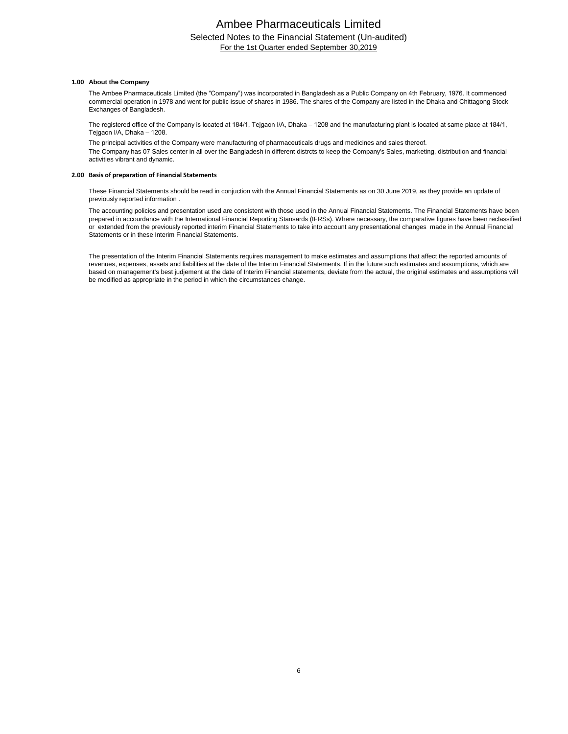# Ambee Pharmaceuticals Limited

## Selected Notes to the Financial Statement (Un-audited)

For the 1st Quarter ended September 30,2019

### 1.00 About the Company

The Ambee Pharmaceuticals Limited (the "Company") was incorporated in Bangladesh as a Public Company on 4th February, 1976. It commenced commercial operation in 1978 and went for public issue of shares in 1986. The shares of the Company are listed in the Dhaka and Chittagong Stock Exchanges of Bangladesh.

The registered office of the Company is located at 184/1, Tejgaon I/A, Dhaka – 1208 and the manufacturing plant is located at same place at 184/1, Tejgaon I/A, Dhaka – 1208.

The principal activities of the Company were manufacturing of pharmaceuticals drugs and medicines and sales thereof.

The Company has 07 Sales center in all over the Bangladesh in different distrcts to keep the Company's Sales, marketing, distribution and financial activities vibrant and dynamic.

### 2.00 Basis of preparation of Financial Statements

These Financial Statements should be read in conjuction with the Annual Financial Statements as on 30 June 2019, as they provide an update of previously reported information .

The accounting policies and presentation used are consistent with those used in the Annual Financial Statements. The Financial Statements have been prepared in accourdance with the International Financial Reporting Stansards (IFRSs). Where necessary, the comparative figures have been reclassified or extended from the previously reported interim Financial Statements to take into account any presentational changes made in the Annual Financial Statements or in these Interim Financial Statements.

The presentation of the Interim Financial Statements requires management to make estimates and assumptions that affect the reported amounts of revenues, expenses, assets and liabilities at the date of the Interim Financial Statements. If in the future such estimates and assumptions, which are based on management's best judjement at the date of Interim Financial statements, deviate from the actual, the original estimates and assumptions will be modified as appropriate in the period in which the circumstances change.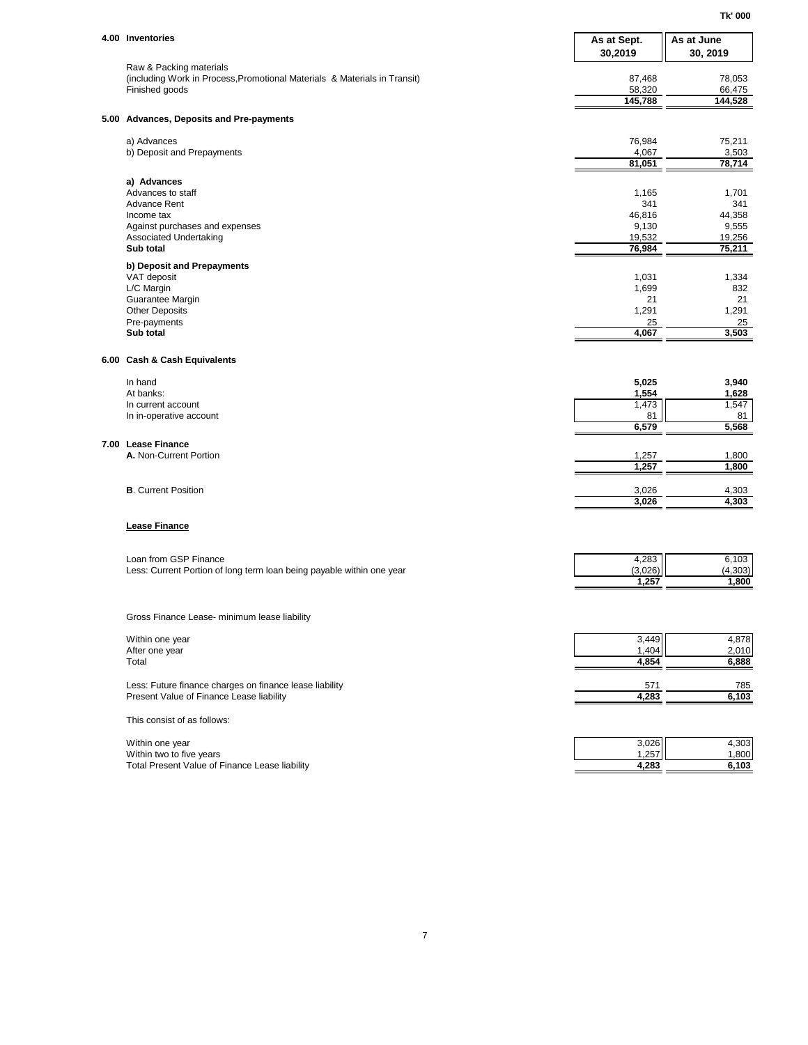Tk' 000

| 4.00 Inventories | As at Sept. 30,2019 | As at June 30, 2019 |
|---|---|---|
| Raw & Packing materials (including Work in Process,Promotional Materials & Materials in Transit) | 87,468 | 78,053 |
| Finished goods | 58,320 | 66,475 |
| | **145,788** | **144,528** |

## 5.00 Advances, Deposits and Pre-payments

| | As at Sept. 30,2019 | As at June 30, 2019 |
|---|---|---|
| a) Advances | 76,984 | 75,211 |
| b) Deposit and Prepayments | 4,067 | 3,503 |
| | **81,051** | **78,714** |
| **a) Advances** | | |
| Advances to staff | 1,165 | 1,701 |
| Advance Rent | 341 | 341 |
| Income tax | 46,816 | 44,358 |
| Against purchases and expenses | 9,130 | 9,555 |
| Associated Undertaking | 19,532 | 19,256 |
| **Sub total** | **76,984** | **75,211** |
| **b) Deposit and Prepayments** | | |
| VAT deposit | 1,031 | 1,334 |
| L/C Margin | 1,699 | 832 |
| Guarantee Margin | 21 | 21 |
| Other Deposits | 1,291 | 1,291 |
| Pre-payments | 25 | 25 |
| **Sub total** | **4,067** | **3,503** |

## 6.00 Cash & Cash Equivalents

| | As at Sept. 30,2019 | As at June 30, 2019 |
|---|---|---|
| In hand | **5,025** | **3,940** |
| At banks: | **1,554** | **1,628** |
| In current account | 1,473 | 1,547 |
| In in-operative account | 81 | 81 |
| | **6,579** | **5,568** |

## 7.00 Lease Finance

| | As at Sept. 30,2019 | As at June 30, 2019 |
|---|---|---|
| **A.** Non-Current Portion | 1,257 | 1,800 |
| | **1,257** | **1,800** |
| **B**. Current Position | 3,026 | 4,303 |
| | **3,026** | **4,303** |

**Lease Finance**

| | As at Sept. 30,2019 | As at June 30, 2019 |
|---|---|---|
| Loan from GSP Finance | 4,283 | 6,103 |
| Less: Current Portion of long term loan being payable within one year | (3,026) | (4,303) |
| | **1,257** | **1,800** |

Gross Finance Lease- minimum lease liability

| | As at Sept. 30,2019 | As at June 30, 2019 |
|---|---|---|
| Within one year | 3,449 | 4,878 |
| After one year | 1,404 | 2,010 |
| Total | **4,854** | **6,888** |
| Less: Future finance charges on finance lease liability | 571 | 785 |
| Present Value of Finance Lease liability | **4,283** | **6,103** |

This consist of as follows:

| | As at Sept. 30,2019 | As at June 30, 2019 |
|---|---|---|
| Within one year | 3,026 | 4,303 |
| Within two to five years | 1,257 | 1,800 |
| Total Present Value of Finance Lease liability | **4,283** | **6,103** |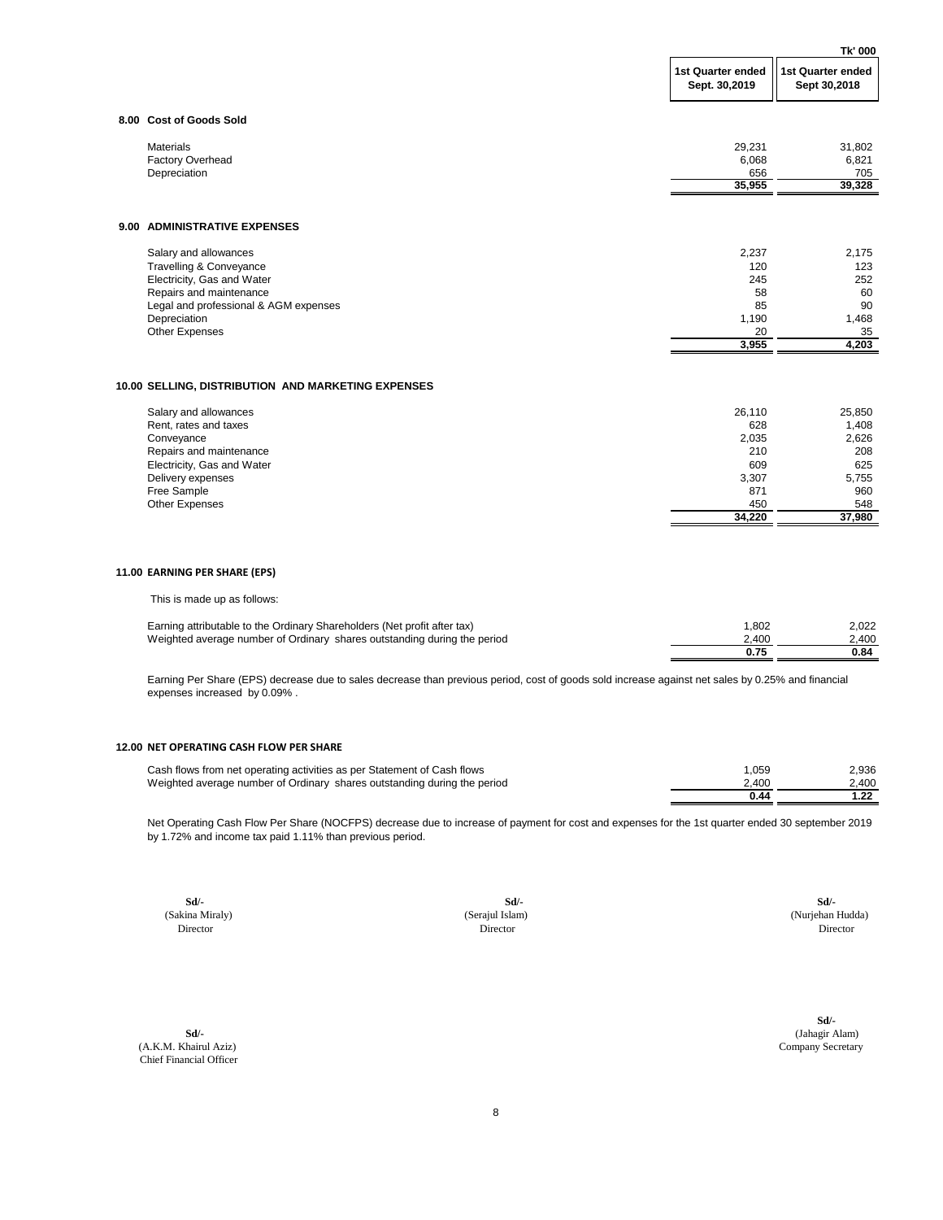| | 1st Quarter ended Sept. 30,2019 | 1st Quarter ended Sept 30,2018 |
|---|---|---|
| | | Tk' 000 |
| **8.00 Cost of Goods Sold** | | |
| Materials | 29,231 | 31,802 |
| Factory Overhead | 6,068 | 6,821 |
| Depreciation | 656 | 705 |
| | **35,955** | **39,328** |

| | | |
|---|---|---|
| **9.00 ADMINISTRATIVE EXPENSES** | | |
| Salary and allowances | 2,237 | 2,175 |
| Travelling & Conveyance | 120 | 123 |
| Electricity, Gas and Water | 245 | 252 |
| Repairs and maintenance | 58 | 60 |
| Legal and professional & AGM expenses | 85 | 90 |
| Depreciation | 1,190 | 1,468 |
| Other Expenses | 20 | 35 |
| | **3,955** | **4,203** |

| | | |
|---|---|---|
| **10.00 SELLING, DISTRIBUTION AND MARKETING EXPENSES** | | |
| Salary and allowances | 26,110 | 25,850 |
| Rent, rates and taxes | 628 | 1,408 |
| Conveyance | 2,035 | 2,626 |
| Repairs and maintenance | 210 | 208 |
| Electricity, Gas and Water | 609 | 625 |
| Delivery expenses | 3,307 | 5,755 |
| Free Sample | 871 | 960 |
| Other Expenses | 450 | 548 |
| | **34,220** | **37,980** |

**11.00 EARNING PER SHARE (EPS)**

This is made up as follows:

| | | |
|---|---|---|
| Earning attributable to the Ordinary Shareholders (Net profit after tax) | 1,802 | 2,022 |
| Weighted average number of Ordinary shares outstanding during the period | 2,400 | 2,400 |
| | **0.75** | **0.84** |

Earning Per Share (EPS) decrease due to sales decrease than previous period, cost of goods sold increase against net sales by 0.25% and financial expenses increased by 0.09% .

**12.00 NET OPERATING CASH FLOW PER SHARE**

| | | |
|---|---|---|
| Cash flows from net operating activities as per Statement of Cash flows | 1,059 | 2,936 |
| Weighted average number of Ordinary shares outstanding during the period | 2,400 | 2,400 |
| | **0.44** | **1.22** |

Net Operating Cash Flow Per Share (NOCFPS) decrease due to increase of payment for cost and expenses for the 1st quarter ended 30 september 2019 by 1.72% and income tax paid 1.11% than previous period.

**Sd/-**
(Sakina Miraly)
Director

**Sd/-**
(Serajul Islam)
Director

**Sd/-**
(Nurjehan Hudda)
Director

**Sd/-**
(A.K.M. Khairul Aziz)
Chief Financial Officer

**Sd/-**
(Jahagir Alam)
Company Secretary